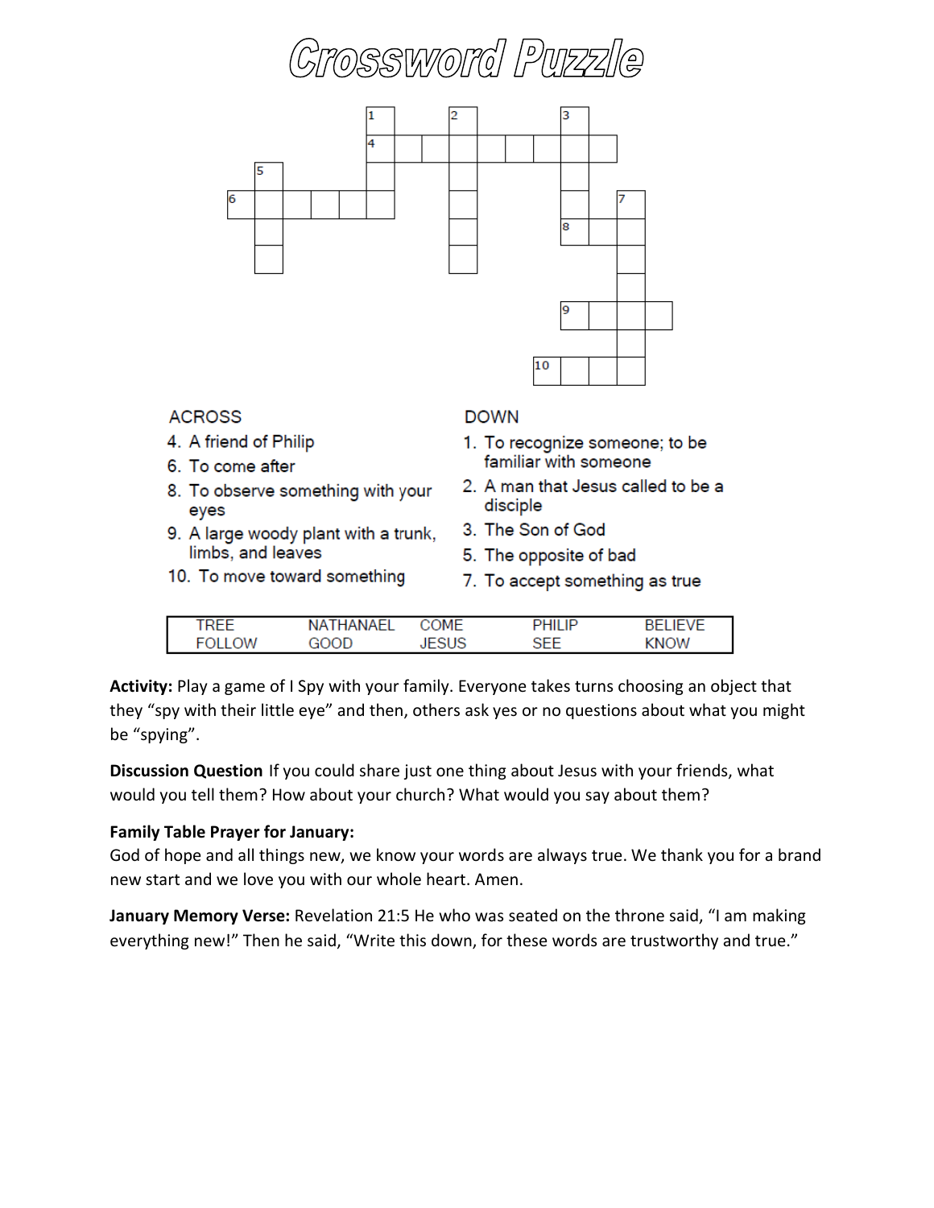# Crossword Puzzle

ACROSS

4. A friend of Philip
6. To come after
8. To observe something with your eyes
9. A large woody plant with a trunk, limbs, and leaves
10. To move toward something

DOWN

1. To recognize someone; to be familiar with someone
2. A man that Jesus called to be a disciple
3. The Son of God
5. The opposite of bad
7. To accept something as true

| | | | | |
|---|---|---|---|---|
| TREE | NATHANAEL | COME | PHILIP | BELIEVE |
| FOLLOW | GOOD | JESUS | SEE | KNOW |

**Activity:** Play a game of I Spy with your family. Everyone takes turns choosing an object that they "spy with their little eye" and then, others ask yes or no questions about what you might be "spying".

**Discussion Question** If you could share just one thing about Jesus with your friends, what would you tell them? How about your church? What would you say about them?

**Family Table Prayer for January:**
God of hope and all things new, we know your words are always true. We thank you for a brand new start and we love you with our whole heart. Amen.

**January Memory Verse:** Revelation 21:5 He who was seated on the throne said, "I am making everything new!" Then he said, "Write this down, for these words are trustworthy and true."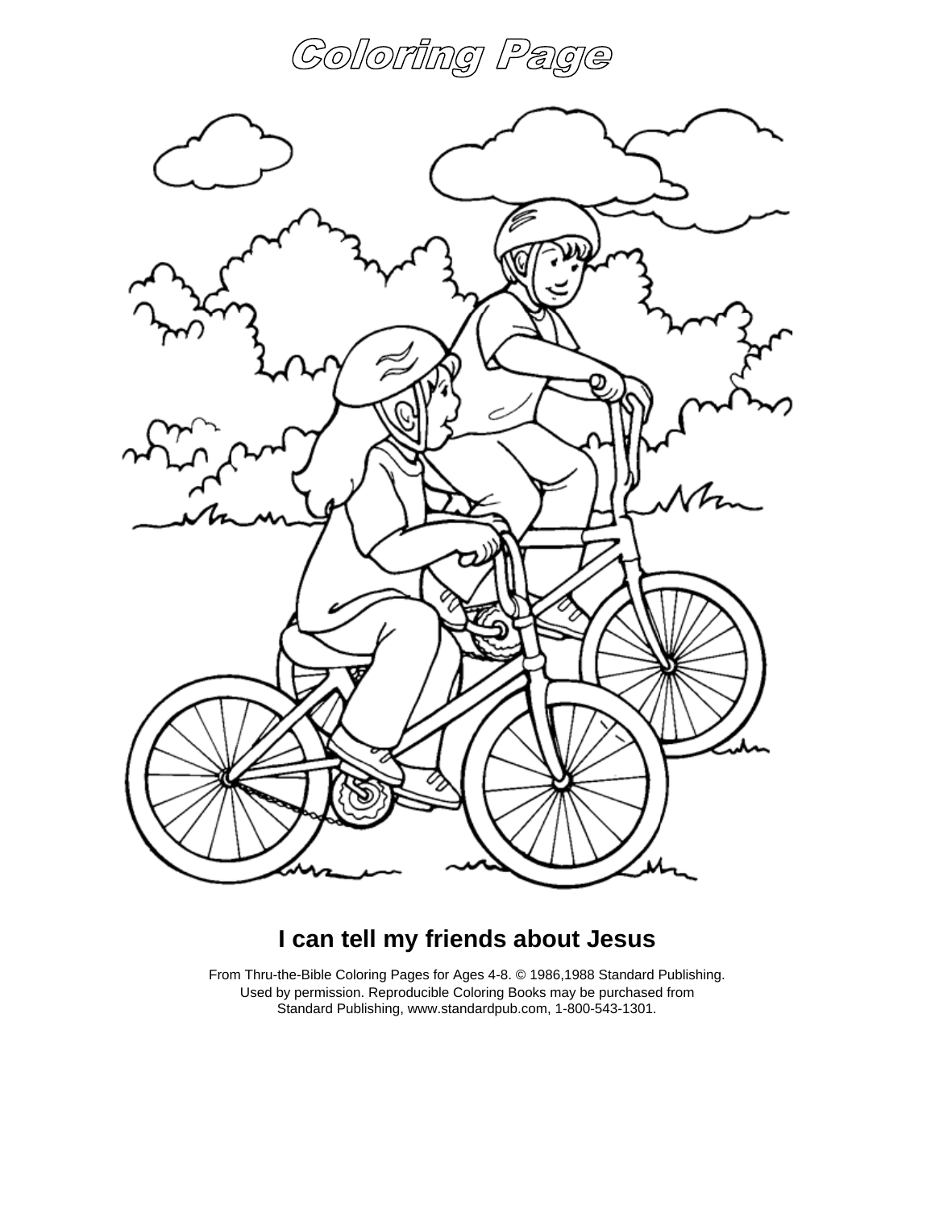# Coloring Page

**I can tell my friends about Jesus**

From Thru-the-Bible Coloring Pages for Ages 4-8. © 1986,1988 Standard Publishing.
Used by permission. Reproducible Coloring Books may be purchased from
Standard Publishing, www.standardpub.com, 1-800-543-1301.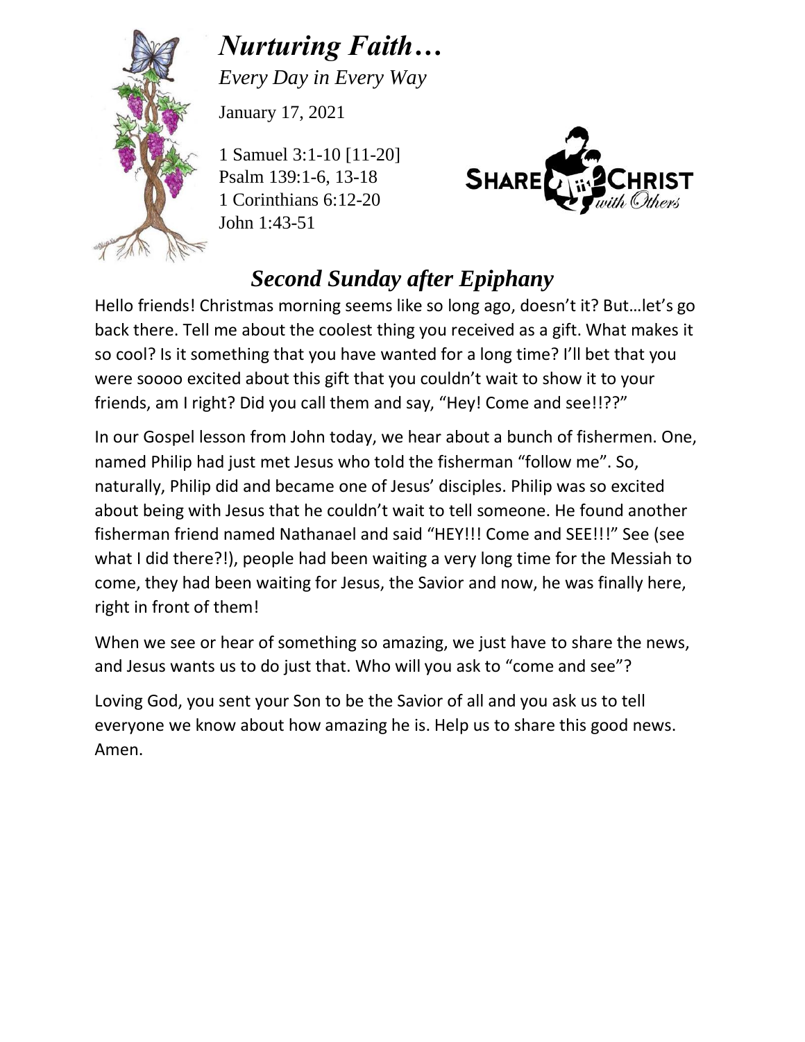# *Nurturing Faith…*

*Every Day in Every Way*

January 17, 2021

1 Samuel 3:1-10 [11-20]
Psalm 139:1-6, 13-18
1 Corinthians 6:12-20
John 1:43-51

SHARE CHRIST *with Others*

## *Second Sunday after Epiphany*

Hello friends! Christmas morning seems like so long ago, doesn't it? But…let's go back there. Tell me about the coolest thing you received as a gift. What makes it so cool? Is it something that you have wanted for a long time? I'll bet that you were soooo excited about this gift that you couldn't wait to show it to your friends, am I right? Did you call them and say, "Hey! Come and see!!??"

In our Gospel lesson from John today, we hear about a bunch of fishermen. One, named Philip had just met Jesus who told the fisherman "follow me". So, naturally, Philip did and became one of Jesus' disciples. Philip was so excited about being with Jesus that he couldn't wait to tell someone. He found another fisherman friend named Nathanael and said "HEY!!! Come and SEE!!!" See (see what I did there?!), people had been waiting a very long time for the Messiah to come, they had been waiting for Jesus, the Savior and now, he was finally here, right in front of them!

When we see or hear of something so amazing, we just have to share the news, and Jesus wants us to do just that. Who will you ask to "come and see"?

Loving God, you sent your Son to be the Savior of all and you ask us to tell everyone we know about how amazing he is. Help us to share this good news. Amen.